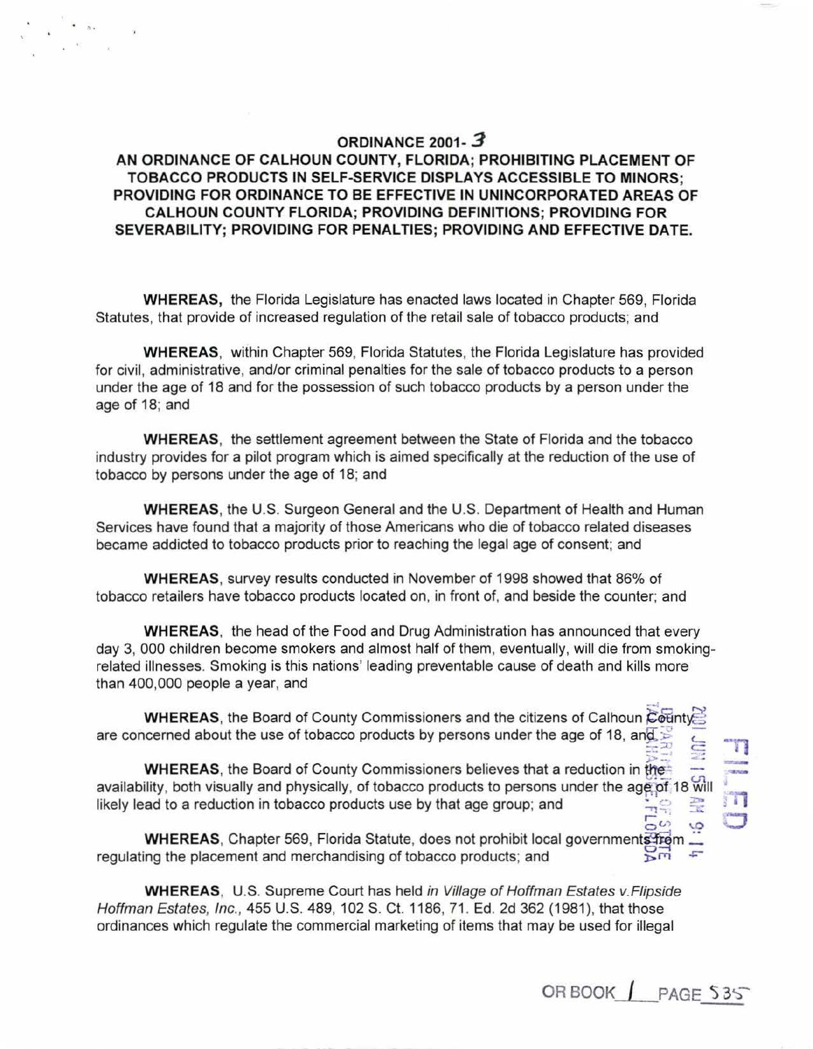# ORDINANCE 2001- 3

## AN ORDINANCE OF CALHOUN COUNTY, FLORIDA; PROHIBITING PLACEMENT OF TOBACCO PRODUCTS IN SELF-SERVICE DISPLAYS ACCESSIBLE TO MINORS; PROVIDING FOR ORDINANCE TO BE EFFECTIVE IN UNINCORPORATED AREAS OF CALHOUN COUNTY FLORIDA; PROVIDING DEFINITIONS; PROVIDING FOR SEVERABILITY; PROVIDING FOR PENALTIES; PROVIDING AND EFFECTIVE DATE.

**WHEREAS,** the Florida Legislature has enacted laws located in Chapter 569, Florida Statutes, that provide of increased regulation of the retail sale of tobacco products; and

**WHEREAS**, within Chapter 569, Florida Statutes, the Florida Legislature has provided for civil, administrative, and/or criminal penalties for the sale of tobacco products to a person under the age of 18 and for the possession of such tobacco products by a person under the age of 18; and

**WHEREAS**, the settlement agreement between the State of Florida and the tobacco industry provides for a pilot program which is aimed specifically at the reduction of the use of tobacco by persons under the age of 18; and

**WHEREAS**, the U.S. Surgeon General and the U.S. Department of Health and Human Services have found that a majority of those Americans who die of tobacco related diseases became addicted to tobacco products prior to reaching the legal age of consent; and

**WHEREAS**, survey results conducted in November of 1998 showed that 86% of tobacco retailers have tobacco products located on, in front of, and beside the counter; and

**WHEREAS**, the head of the Food and Drug Administration has announced that every day 3, 000 children become smokers and almost half of them, eventually, will die from smoking-related illnesses. Smoking is this nations' leading preventable cause of death and kills more than 400,000 people a year, and

**WHEREAS**, the Board of County Commissioners and the citizens of Calhoun County are concerned about the use of tobacco products by persons under the age of 18, and

**WHEREAS**, the Board of County Commissioners believes that a reduction in the availability, both visually and physically, of tobacco products to persons under the age of 18 will likely lead to a reduction in tobacco products use by that age group; and

**WHEREAS**, Chapter 569, Florida Statute, does not prohibit local governments from regulating the placement and merchandising of tobacco products; and

**WHEREAS**, U.S. Supreme Court has held *in Village of Hoffman Estates v.Flipside Hoffman Estates, Inc.,* 455 U.S. 489, 102 S. Ct. 1186, 71. Ed. 2d 362 (1981), that those ordinances which regulate the commercial marketing of items that may be used for illegal

FILED 2001 JUN 15 AM 9:14 DEPARTMENT OF STATE TALLAHASSEE, FLORIDA

OR BOOK 1 PAGE 535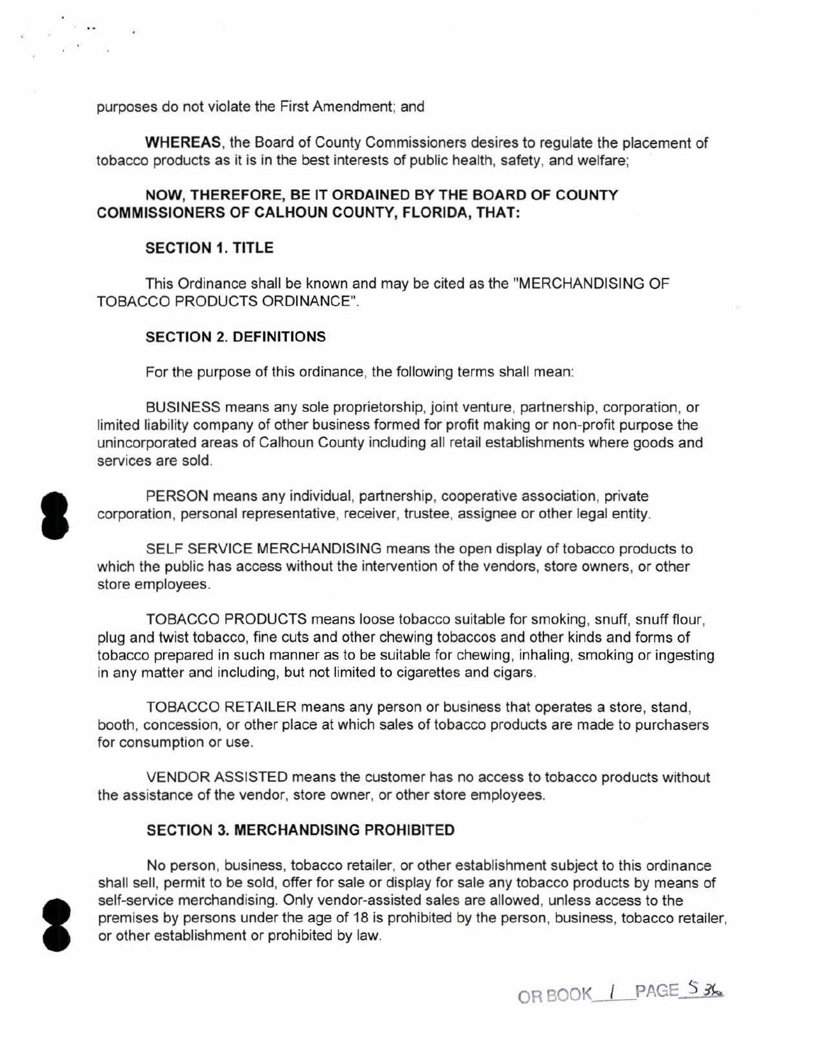purposes do not violate the First Amendment; and

**WHEREAS**, the Board of County Commissioners desires to regulate the placement of tobacco products as it is in the best interests of public health, safety, and welfare;

**NOW, THEREFORE, BE IT ORDAINED BY THE BOARD OF COUNTY COMMISSIONERS OF CALHOUN COUNTY, FLORIDA, THAT:**

## SECTION 1. TITLE

This Ordinance shall be known and may be cited as the "MERCHANDISING OF TOBACCO PRODUCTS ORDINANCE".

## SECTION 2. DEFINITIONS

For the purpose of this ordinance, the following terms shall mean:

BUSINESS means any sole proprietorship, joint venture, partnership, corporation, or limited liability company of other business formed for profit making or non-profit purpose the unincorporated areas of Calhoun County including all retail establishments where goods and services are sold.

PERSON means any individual, partnership, cooperative association, private corporation, personal representative, receiver, trustee, assignee or other legal entity.

SELF SERVICE MERCHANDISING means the open display of tobacco products to which the public has access without the intervention of the vendors, store owners, or other store employees.

TOBACCO PRODUCTS means loose tobacco suitable for smoking, snuff, snuff flour, plug and twist tobacco, fine cuts and other chewing tobaccos and other kinds and forms of tobacco prepared in such manner as to be suitable for chewing, inhaling, smoking or ingesting in any matter and including, but not limited to cigarettes and cigars.

TOBACCO RETAILER means any person or business that operates a store, stand, booth, concession, or other place at which sales of tobacco products are made to purchasers for consumption or use.

VENDOR ASSISTED means the customer has no access to tobacco products without the assistance of the vendor, store owner, or other store employees.

## SECTION 3. MERCHANDISING PROHIBITED

No person, business, tobacco retailer, or other establishment subject to this ordinance shall sell, permit to be sold, offer for sale or display for sale any tobacco products by means of self-service merchandising. Only vendor-assisted sales are allowed, unless access to the premises by persons under the age of 18 is prohibited by the person, business, tobacco retailer, or other establishment or prohibited by law.

OR BOOK 1 PAGE 536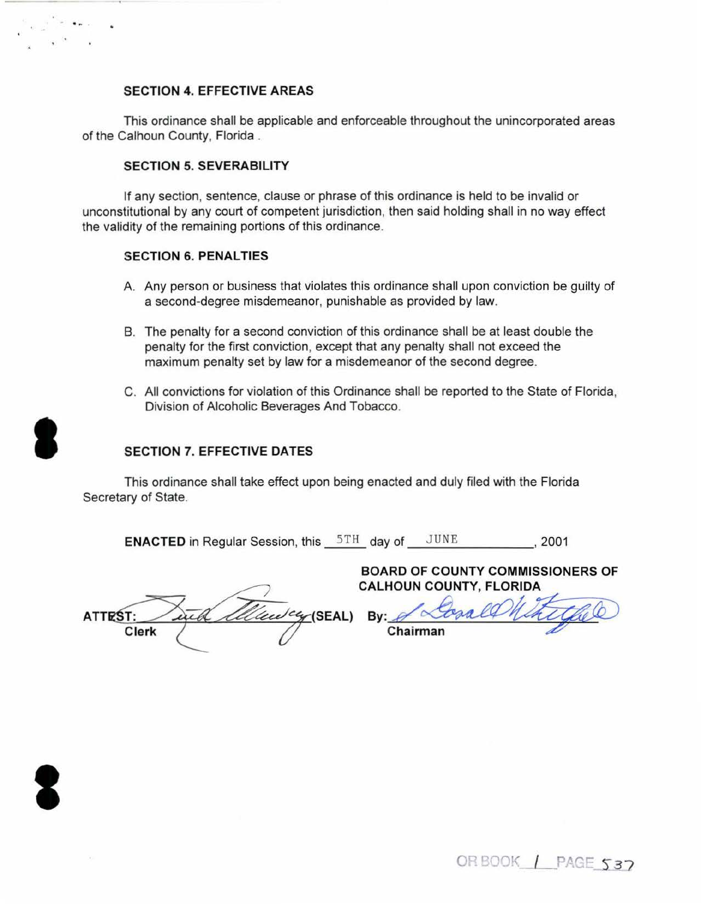### SECTION 4. EFFECTIVE AREAS

This ordinance shall be applicable and enforceable throughout the unincorporated areas of the Calhoun County, Florida .

### SECTION 5. SEVERABILITY

If any section, sentence, clause or phrase of this ordinance is held to be invalid or unconstitutional by any court of competent jurisdiction, then said holding shall in no way effect the validity of the remaining portions of this ordinance.

### SECTION 6. PENALTIES

A. Any person or business that violates this ordinance shall upon conviction be guilty of a second-degree misdemeanor, punishable as provided by law.

B. The penalty for a second conviction of this ordinance shall be at least double the penalty for the first conviction, except that any penalty shall not exceed the maximum penalty set by law for a misdemeanor of the second degree.

C. All convictions for violation of this Ordinance shall be reported to the State of Florida, Division of Alcoholic Beverages And Tobacco.

### SECTION 7. EFFECTIVE DATES

This ordinance shall take effect upon being enacted and duly filed with the Florida Secretary of State.

**ENACTED** in Regular Session, this 5TH day of JUNE, 2001

**BOARD OF COUNTY COMMISSIONERS OF CALHOUN COUNTY, FLORIDA**

**ATTEST:** _[signature]_ **(SEAL)**
**Clerk**

**By:** _[signature]_
**Chairman**

OR BOOK 1 PAGE 537